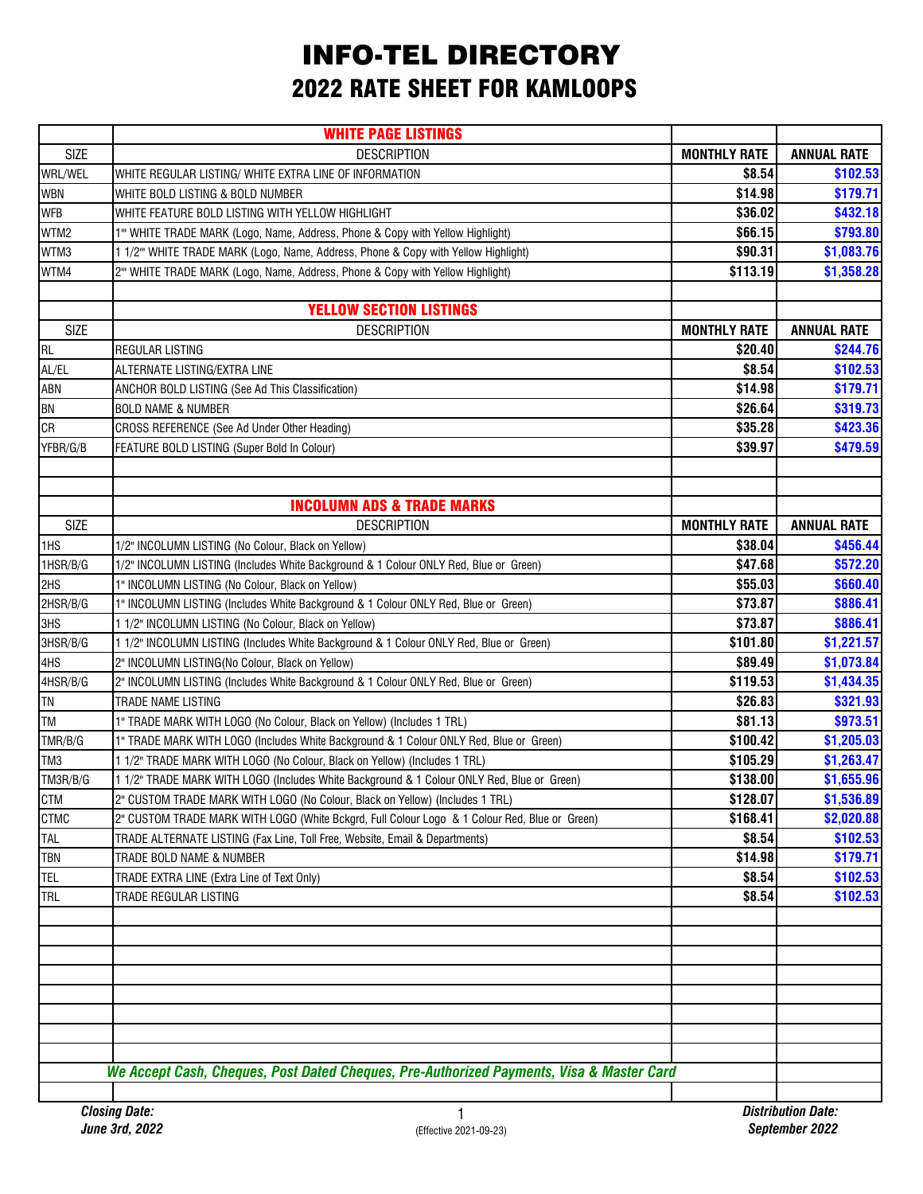# INFO-TEL DIRECTORY

## 2022 RATE SHEET FOR KAMLOOPS

| | WHITE PAGE LISTINGS | | |
|---|---|---|---|
| SIZE | DESCRIPTION | MONTHLY RATE | ANNUAL RATE |
| WRL/WEL | WHITE REGULAR LISTING/ WHITE EXTRA LINE OF INFORMATION | $8.54 | $102.53 |
| WBN | WHITE BOLD LISTING & BOLD NUMBER | $14.98 | $179.71 |
| WFB | WHITE FEATURE BOLD LISTING WITH YELLOW HIGHLIGHT | $36.02 | $432.18 |
| WTM2 | 1"' WHITE TRADE MARK (Logo, Name, Address, Phone & Copy with Yellow Highlight) | $66.15 | $793.80 |
| WTM3 | 1 1/2"' WHITE TRADE MARK (Logo, Name, Address, Phone & Copy with Yellow Highlight) | $90.31 | $1,083.76 |
| WTM4 | 2"' WHITE TRADE MARK (Logo, Name, Address, Phone & Copy with Yellow Highlight) | $113.19 | $1,358.28 |
| | | | |
| | YELLOW SECTION LISTINGS | | |
| SIZE | DESCRIPTION | MONTHLY RATE | ANNUAL RATE |
| RL | REGULAR LISTING | $20.40 | $244.76 |
| AL/EL | ALTERNATE LISTING/EXTRA LINE | $8.54 | $102.53 |
| ABN | ANCHOR BOLD LISTING (See Ad This Classification) | $14.98 | $179.71 |
| BN | BOLD NAME & NUMBER | $26.64 | $319.73 |
| CR | CROSS REFERENCE (See Ad Under Other Heading) | $35.28 | $423.36 |
| YFBR/G/B | FEATURE BOLD LISTING (Super Bold In Colour) | $39.97 | $479.59 |
| | | | |
| | | | |
| | INCOLUMN ADS & TRADE MARKS | | |
| SIZE | DESCRIPTION | MONTHLY RATE | ANNUAL RATE |
| 1HS | 1/2" INCOLUMN LISTING (No Colour, Black on Yellow) | $38.04 | $456.44 |
| 1HSR/B/G | 1/2" INCOLUMN LISTING (Includes White Background & 1 Colour ONLY Red, Blue or Green) | $47.68 | $572.20 |
| 2HS | 1" INCOLUMN LISTING (No Colour, Black on Yellow) | $55.03 | $660.40 |
| 2HSR/B/G | 1" INCOLUMN LISTING (Includes White Background & 1 Colour ONLY Red, Blue or Green) | $73.87 | $886.41 |
| 3HS | 1 1/2" INCOLUMN LISTING (No Colour, Black on Yellow) | $73.87 | $886.41 |
| 3HSR/B/G | 1 1/2" INCOLUMN LISTING (Includes White Background & 1 Colour ONLY Red, Blue or Green) | $101.80 | $1,221.57 |
| 4HS | 2" INCOLUMN LISTING(No Colour, Black on Yellow) | $89.49 | $1,073.84 |
| 4HSR/B/G | 2" INCOLUMN LISTING (Includes White Background & 1 Colour ONLY Red, Blue or Green) | $119.53 | $1,434.35 |
| TN | TRADE NAME LISTING | $26.83 | $321.93 |
| TM | 1" TRADE MARK WITH LOGO (No Colour, Black on Yellow) (Includes 1 TRL) | $81.13 | $973.51 |
| TMR/B/G | 1" TRADE MARK WITH LOGO (Includes White Background & 1 Colour ONLY Red, Blue or Green) | $100.42 | $1,205.03 |
| TM3 | 1 1/2" TRADE MARK WITH LOGO (No Colour, Black on Yellow) (Includes 1 TRL) | $105.29 | $1,263.47 |
| TM3R/B/G | 1 1/2" TRADE MARK WITH LOGO (Includes White Background & 1 Colour ONLY Red, Blue or Green) | $138.00 | $1,655.96 |
| CTM | 2" CUSTOM TRADE MARK WITH LOGO (No Colour, Black on Yellow) (Includes 1 TRL) | $128.07 | $1,536.89 |
| CTMC | 2" CUSTOM TRADE MARK WITH LOGO (White Bckgrd, Full Colour Logo & 1 Colour Red, Blue or Green) | $168.41 | $2,020.88 |
| TAL | TRADE ALTERNATE LISTING (Fax Line, Toll Free, Website, Email & Departments) | $8.54 | $102.53 |
| TBN | TRADE BOLD NAME & NUMBER | $14.98 | $179.71 |
| TEL | TRADE EXTRA LINE (Extra Line of Text Only) | $8.54 | $102.53 |
| TRL | TRADE REGULAR LISTING | $8.54 | $102.53 |

*We Accept Cash, Cheques, Post Dated Cheques, Pre-Authorized Payments, Visa & Master Card*

***Closing Date:*** ***June 3rd, 2022***

(Effective 2021-09-23)

***Distribution Date:*** ***September 2022***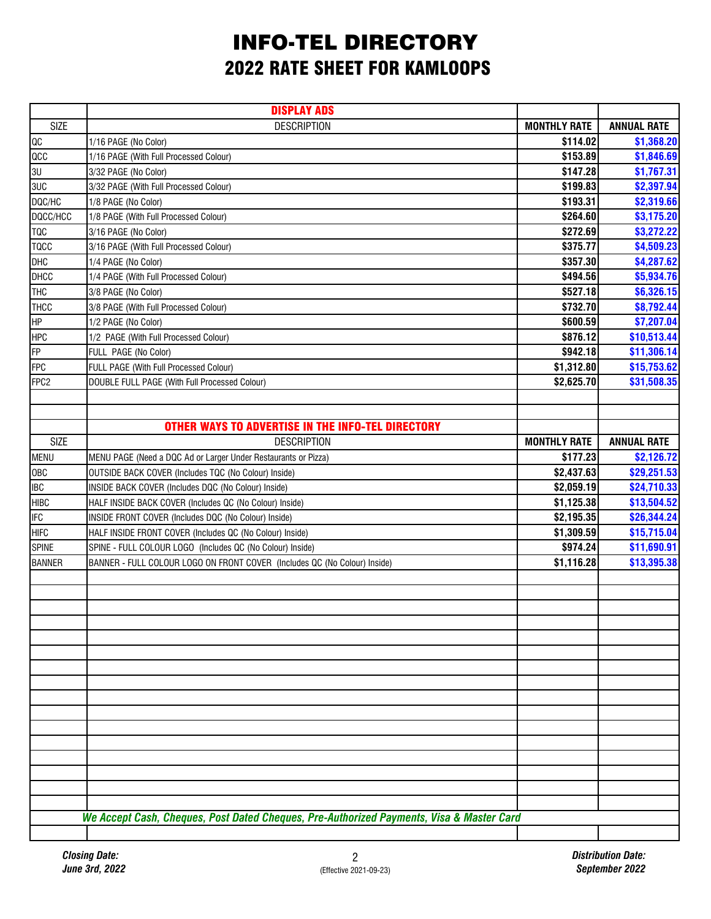# INFO-TEL DIRECTORY

## 2022 RATE SHEET FOR KAMLOOPS

| | DISPLAY ADS | | |
|---|---|---|---|
| SIZE | DESCRIPTION | MONTHLY RATE | ANNUAL RATE |
| QC | 1/16 PAGE (No Color) | $114.02 | $1,368.20 |
| QCC | 1/16 PAGE (With Full Processed Colour) | $153.89 | $1,846.69 |
| 3U | 3/32 PAGE (No Color) | $147.28 | $1,767.31 |
| 3UC | 3/32 PAGE (With Full Processed Colour) | $199.83 | $2,397.94 |
| DQC/HC | 1/8 PAGE (No Color) | $193.31 | $2,319.66 |
| DQCC/HCC | 1/8 PAGE (With Full Processed Colour) | $264.60 | $3,175.20 |
| TQC | 3/16 PAGE (No Color) | $272.69 | $3,272.22 |
| TQCC | 3/16 PAGE (With Full Processed Colour) | $375.77 | $4,509.23 |
| DHC | 1/4 PAGE (No Color) | $357.30 | $4,287.62 |
| DHCC | 1/4 PAGE (With Full Processed Colour) | $494.56 | $5,934.76 |
| THC | 3/8 PAGE (No Color) | $527.18 | $6,326.15 |
| THCC | 3/8 PAGE (With Full Processed Colour) | $732.70 | $8,792.44 |
| HP | 1/2 PAGE (No Color) | $600.59 | $7,207.04 |
| HPC | 1/2 PAGE (With Full Processed Colour) | $876.12 | $10,513.44 |
| FP | FULL PAGE (No Color) | $942.18 | $11,306.14 |
| FPC | FULL PAGE (With Full Processed Colour) | $1,312.80 | $15,753.62 |
| FPC2 | DOUBLE FULL PAGE (With Full Processed Colour) | $2,625.70 | $31,508.35 |

| | OTHER WAYS TO ADVERTISE IN THE INFO-TEL DIRECTORY | | |
|---|---|---|---|
| SIZE | DESCRIPTION | MONTHLY RATE | ANNUAL RATE |
| MENU | MENU PAGE (Need a DQC Ad or Larger Under Restaurants or Pizza) | $177.23 | $2,126.72 |
| OBC | OUTSIDE BACK COVER (Includes TQC (No Colour) Inside) | $2,437.63 | $29,251.53 |
| IBC | INSIDE BACK COVER (Includes DQC (No Colour) Inside) | $2,059.19 | $24,710.33 |
| HIBC | HALF INSIDE BACK COVER (Includes QC (No Colour) Inside) | $1,125.38 | $13,504.52 |
| IFC | INSIDE FRONT COVER (Includes DQC (No Colour) Inside) | $2,195.35 | $26,344.24 |
| HIFC | HALF INSIDE FRONT COVER (Includes QC (No Colour) Inside) | $1,309.59 | $15,715.04 |
| SPINE | SPINE - FULL COLOUR LOGO (Includes QC (No Colour) Inside) | $974.24 | $11,690.91 |
| BANNER | BANNER - FULL COLOUR LOGO ON FRONT COVER (Includes QC (No Colour) Inside) | $1,116.28 | $13,395.38 |

***We Accept Cash, Cheques, Post Dated Cheques, Pre-Authorized Payments, Visa & Master Card***

***Closing Date:***
***June 3rd, 2022***

(Effective 2021-09-23)

***Distribution Date:***
***September 2022***